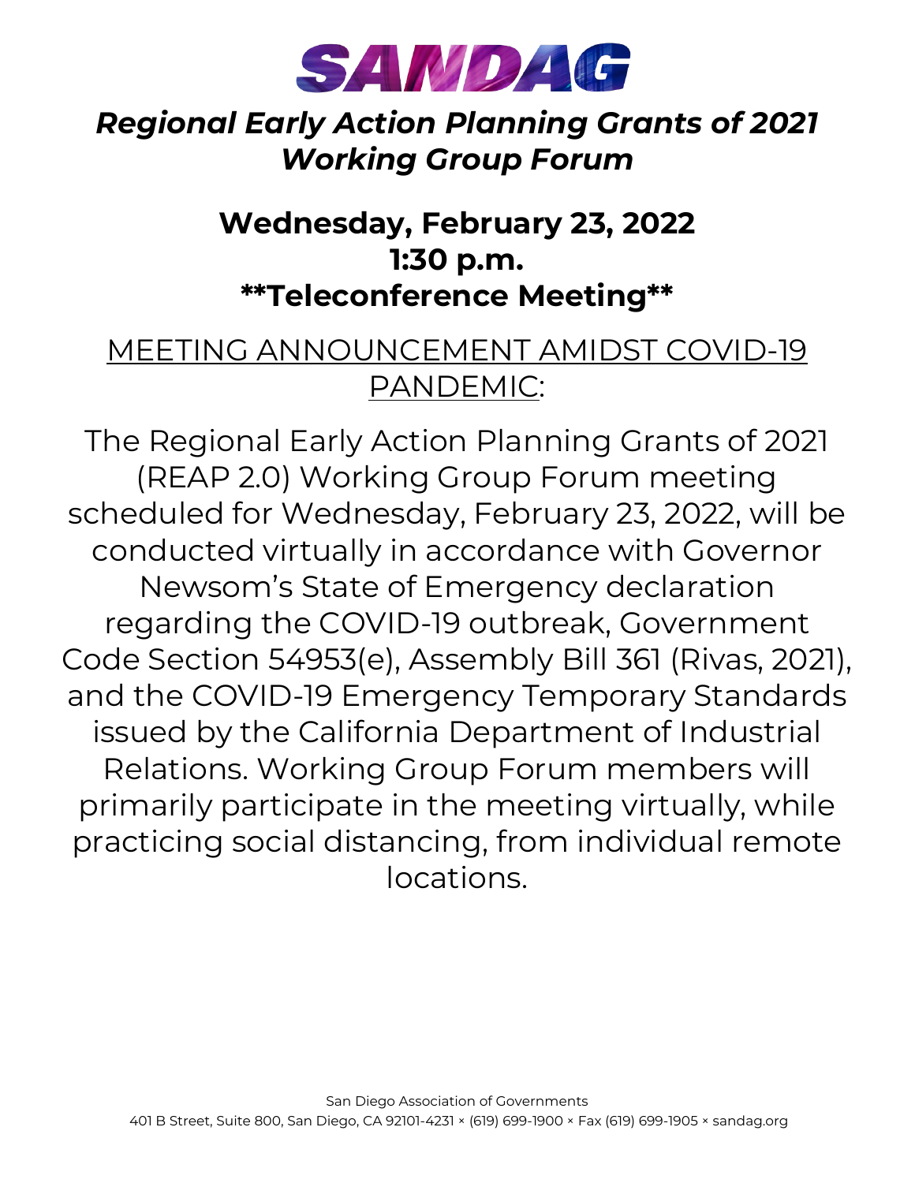SANDAG

# *Regional Early Action Planning Grants of 2021 Working Group Forum*

## Wednesday, February 23, 2022
## 1:30 p.m.
## **Teleconference Meeting**

<u>MEETING ANNOUNCEMENT AMIDST COVID-19 PANDEMIC</u>:

The Regional Early Action Planning Grants of 2021 (REAP 2.0) Working Group Forum meeting scheduled for Wednesday, February 23, 2022, will be conducted virtually in accordance with Governor Newsom's State of Emergency declaration regarding the COVID-19 outbreak, Government Code Section 54953(e), Assembly Bill 361 (Rivas, 2021), and the COVID-19 Emergency Temporary Standards issued by the California Department of Industrial Relations. Working Group Forum members will primarily participate in the meeting virtually, while practicing social distancing, from individual remote locations.

San Diego Association of Governments
401 B Street, Suite 800, San Diego, CA 92101-4231 × (619) 699-1900 × Fax (619) 699-1905 × sandag.org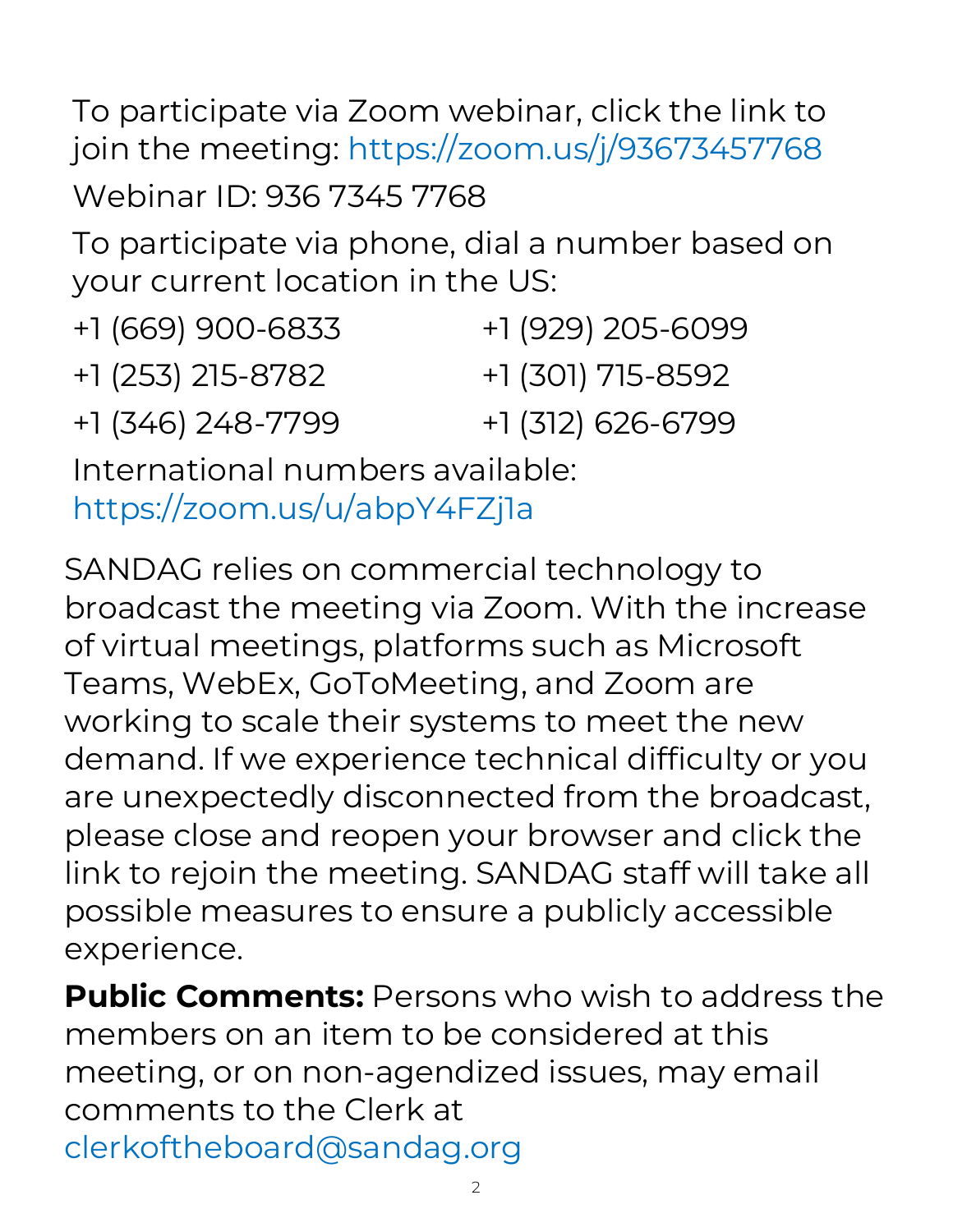To participate via Zoom webinar, click the link to join the meeting: https://zoom.us/j/93673457768

Webinar ID: 936 7345 7768

To participate via phone, dial a number based on your current location in the US:

+1 (669) 900-6833

+1 (253) 215-8782

+1 (346) 248-7799

+1 (929) 205-6099

+1 (301) 715-8592

+1 (312) 626-6799

International numbers available: https://zoom.us/u/abpY4FZj1a

SANDAG relies on commercial technology to broadcast the meeting via Zoom. With the increase of virtual meetings, platforms such as Microsoft Teams, WebEx, GoToMeeting, and Zoom are working to scale their systems to meet the new demand. If we experience technical difficulty or you are unexpectedly disconnected from the broadcast, please close and reopen your browser and click the link to rejoin the meeting. SANDAG staff will take all possible measures to ensure a publicly accessible experience.

**Public Comments:** Persons who wish to address the members on an item to be considered at this meeting, or on non-agendized issues, may email comments to the Clerk at clerkoftheboard@sandag.org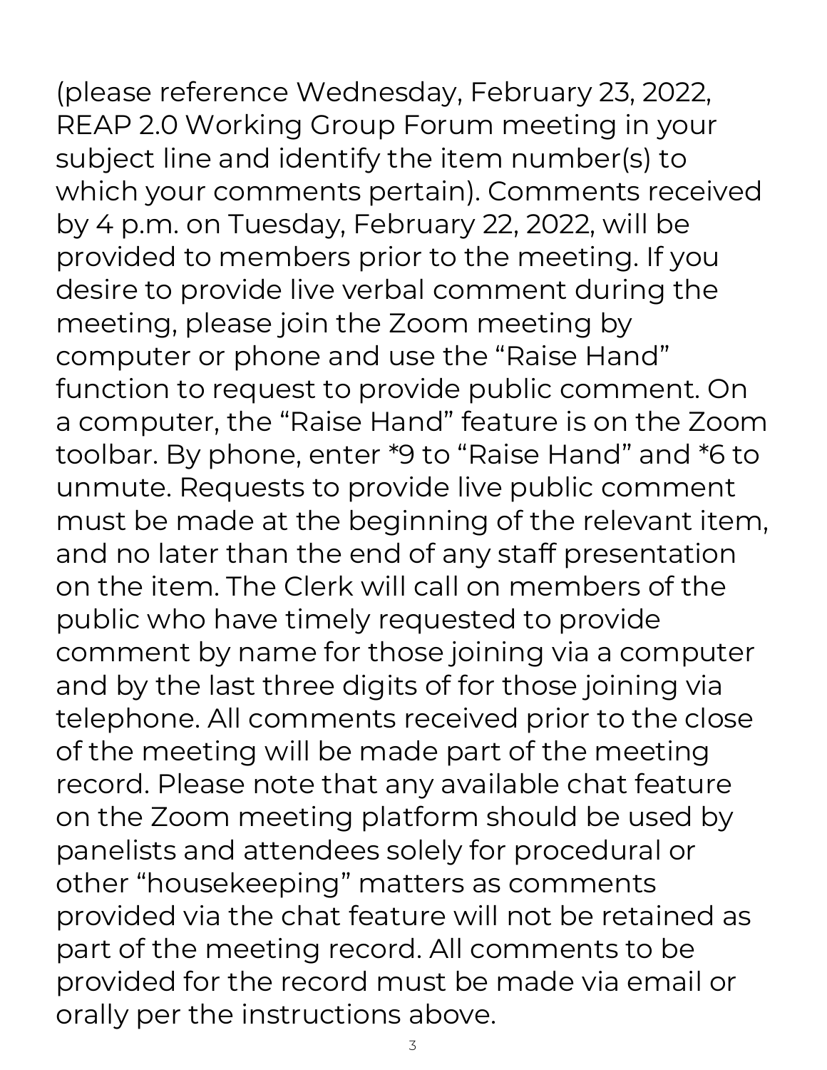(please reference Wednesday, February 23, 2022, REAP 2.0 Working Group Forum meeting in your subject line and identify the item number(s) to which your comments pertain). Comments received by 4 p.m. on Tuesday, February 22, 2022, will be provided to members prior to the meeting. If you desire to provide live verbal comment during the meeting, please join the Zoom meeting by computer or phone and use the "Raise Hand" function to request to provide public comment. On a computer, the "Raise Hand" feature is on the Zoom toolbar. By phone, enter *9 to "Raise Hand" and *6 to unmute. Requests to provide live public comment must be made at the beginning of the relevant item, and no later than the end of any staff presentation on the item. The Clerk will call on members of the public who have timely requested to provide comment by name for those joining via a computer and by the last three digits of for those joining via telephone. All comments received prior to the close of the meeting will be made part of the meeting record. Please note that any available chat feature on the Zoom meeting platform should be used by panelists and attendees solely for procedural or other "housekeeping" matters as comments provided via the chat feature will not be retained as part of the meeting record. All comments to be provided for the record must be made via email or orally per the instructions above.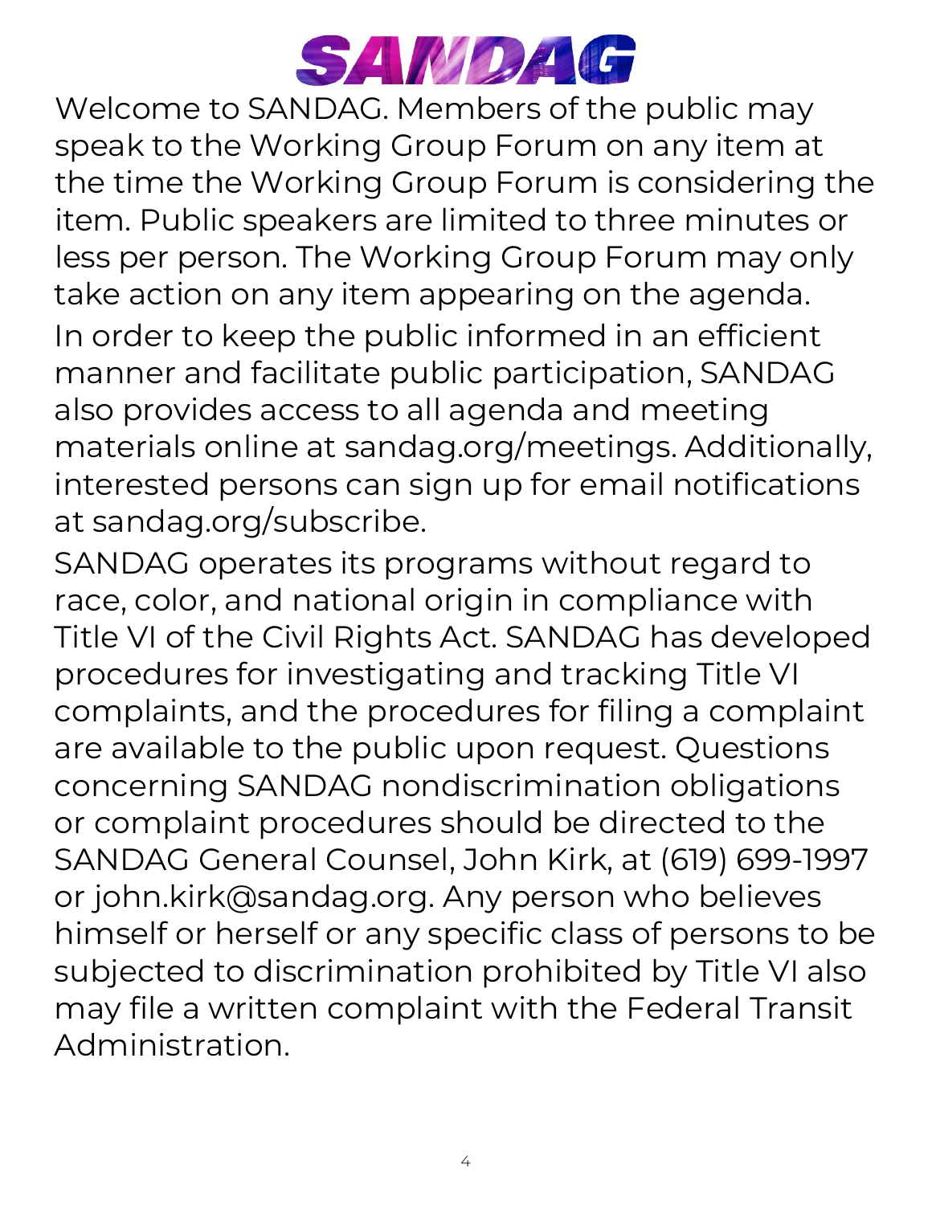# SANDAG

Welcome to SANDAG. Members of the public may speak to the Working Group Forum on any item at the time the Working Group Forum is considering the item. Public speakers are limited to three minutes or less per person. The Working Group Forum may only take action on any item appearing on the agenda.

In order to keep the public informed in an efficient manner and facilitate public participation, SANDAG also provides access to all agenda and meeting materials online at sandag.org/meetings. Additionally, interested persons can sign up for email notifications at sandag.org/subscribe.

SANDAG operates its programs without regard to race, color, and national origin in compliance with Title VI of the Civil Rights Act. SANDAG has developed procedures for investigating and tracking Title VI complaints, and the procedures for filing a complaint are available to the public upon request. Questions concerning SANDAG nondiscrimination obligations or complaint procedures should be directed to the SANDAG General Counsel, John Kirk, at (619) 699-1997 or john.kirk@sandag.org. Any person who believes himself or herself or any specific class of persons to be subjected to discrimination prohibited by Title VI also may file a written complaint with the Federal Transit Administration.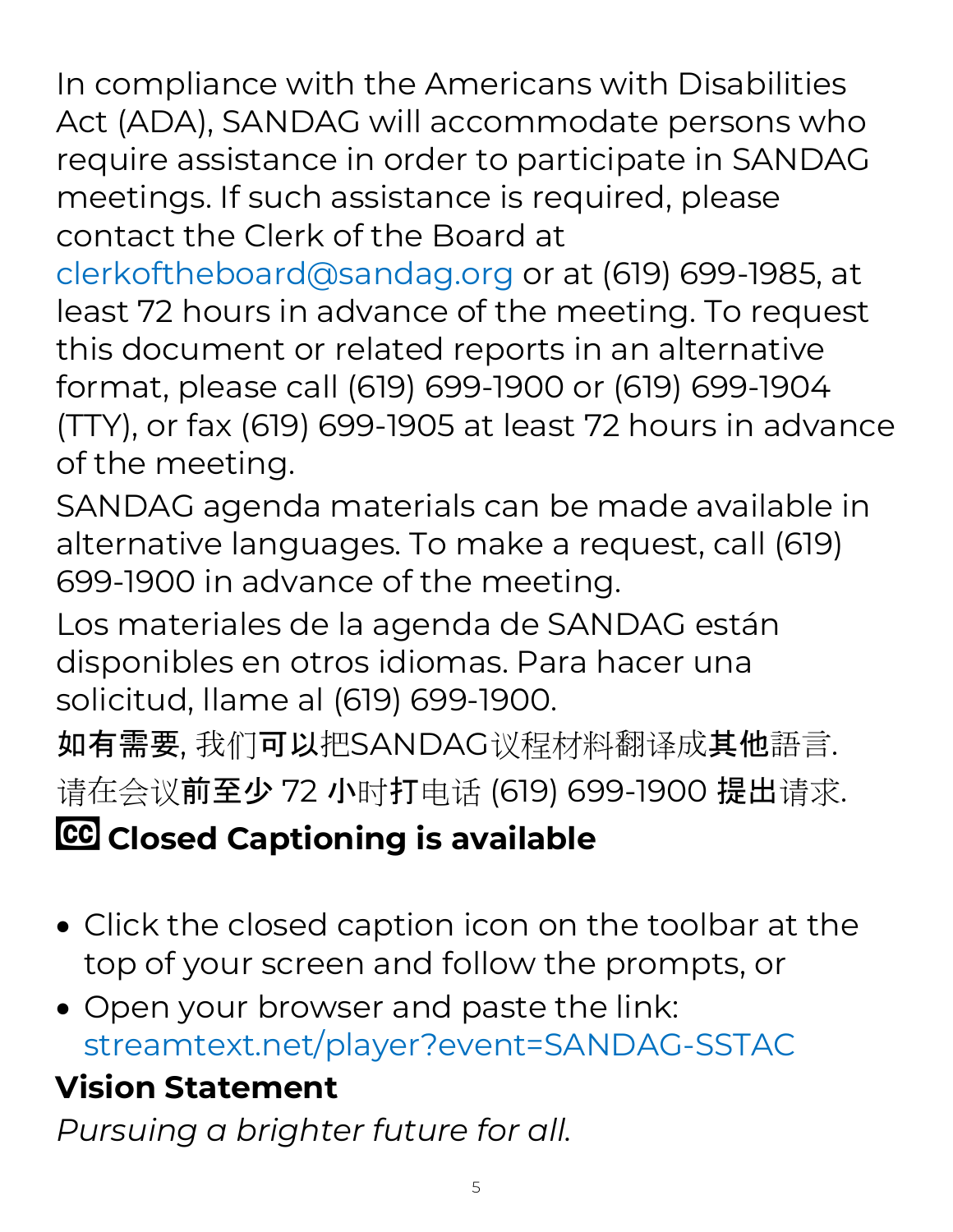In compliance with the Americans with Disabilities Act (ADA), SANDAG will accommodate persons who require assistance in order to participate in SANDAG meetings. If such assistance is required, please contact the Clerk of the Board at clerkoftheboard@sandag.org or at (619) 699-1985, at least 72 hours in advance of the meeting. To request this document or related reports in an alternative format, please call (619) 699-1900 or (619) 699-1904 (TTY), or fax (619) 699-1905 at least 72 hours in advance of the meeting.

SANDAG agenda materials can be made available in alternative languages. To make a request, call (619) 699-1900 in advance of the meeting.

Los materiales de la agenda de SANDAG están disponibles en otros idiomas. Para hacer una solicitud, llame al (619) 699-1900.

如有需要, 我们可以把SANDAG议程材料翻译成其他語言.

请在会议前至少 72 小时打电话 (619) 699-1900 提出请求.

## Closed Captioning is available

- Click the closed caption icon on the toolbar at the top of your screen and follow the prompts, or
- Open your browser and paste the link: streamtext.net/player?event=SANDAG-SSTAC

## Vision Statement

*Pursuing a brighter future for all.*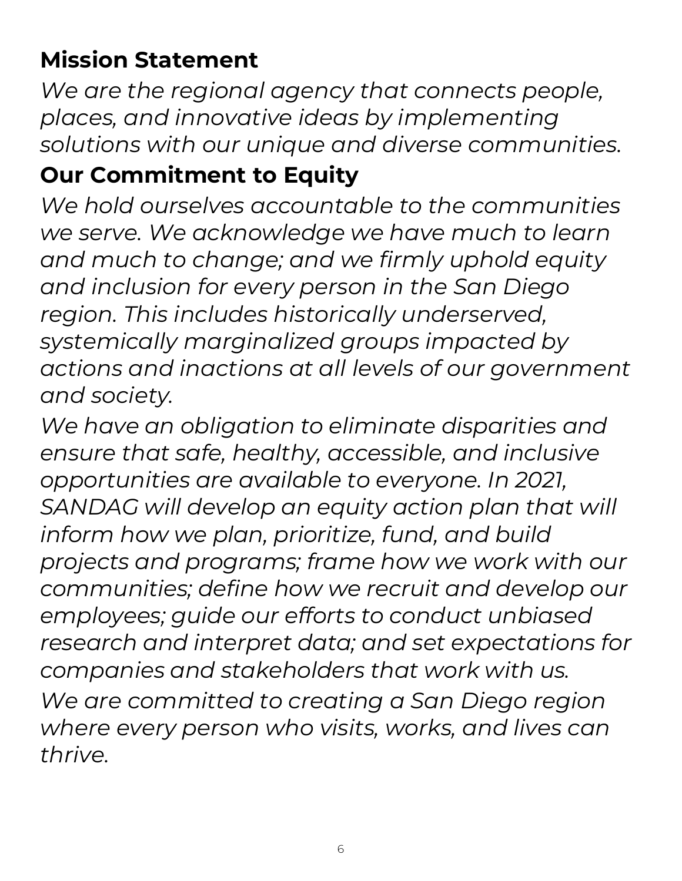## Mission Statement

*We are the regional agency that connects people, places, and innovative ideas by implementing solutions with our unique and diverse communities.*

## Our Commitment to Equity

*We hold ourselves accountable to the communities we serve. We acknowledge we have much to learn and much to change; and we firmly uphold equity and inclusion for every person in the San Diego region. This includes historically underserved, systemically marginalized groups impacted by actions and inactions at all levels of our government and society.*

*We have an obligation to eliminate disparities and ensure that safe, healthy, accessible, and inclusive opportunities are available to everyone. In 2021, SANDAG will develop an equity action plan that will inform how we plan, prioritize, fund, and build projects and programs; frame how we work with our communities; define how we recruit and develop our employees; guide our efforts to conduct unbiased research and interpret data; and set expectations for companies and stakeholders that work with us.*

*We are committed to creating a San Diego region where every person who visits, works, and lives can thrive.*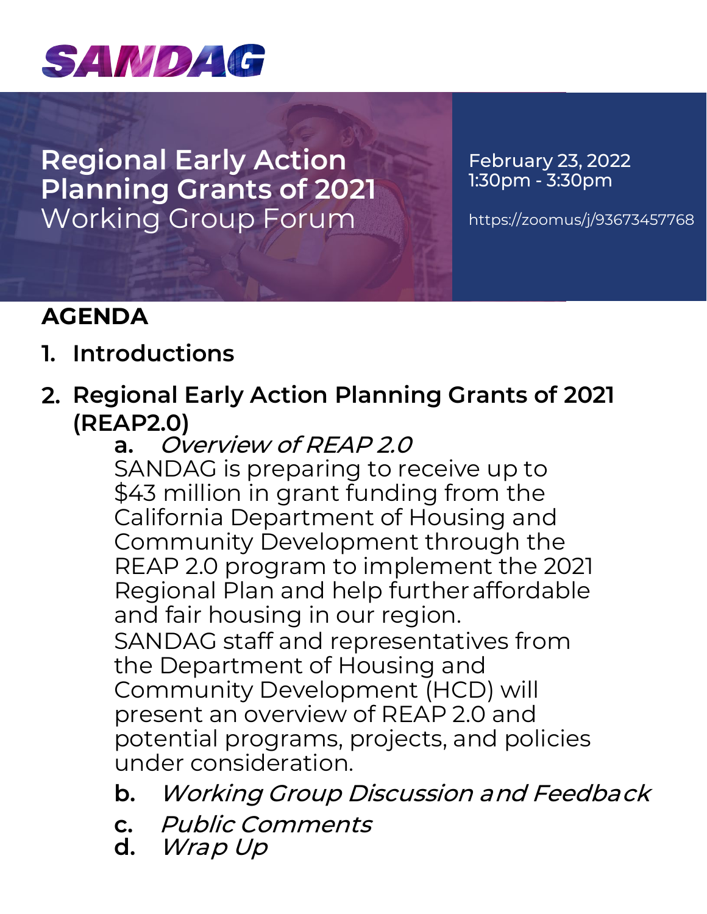SANDAG

# Regional Early Action Planning Grants of 2021
## Working Group Forum

February 23, 2022
1:30pm - 3:30pm

https://zoomus/j/93673457768

## AGENDA

1. **Introductions**

2. **Regional Early Action Planning Grants of 2021 (REAP2.0)**

   a. *Overview of REAP 2.0*

   SANDAG is preparing to receive up to $43 million in grant funding from the California Department of Housing and Community Development through the REAP 2.0 program to implement the 2021 Regional Plan and help further affordable and fair housing in our region.

   SANDAG staff and representatives from the Department of Housing and Community Development (HCD) will present an overview of REAP 2.0 and potential programs, projects, and policies under consideration.

   b. *Working Group Discussion and Feedback*

   c. *Public Comments*

   d. *Wrap Up*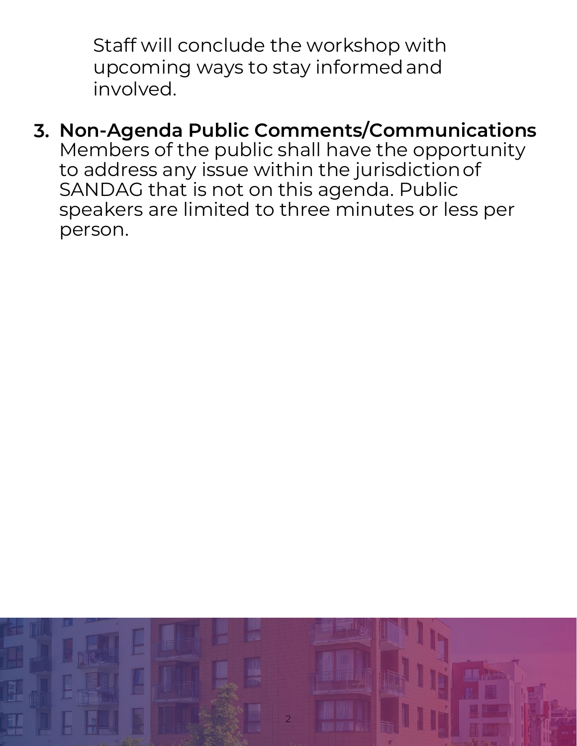Staff will conclude the workshop with upcoming ways to stay informed and involved.

3. **Non-Agenda Public Comments/Communications**
   Members of the public shall have the opportunity to address any issue within the jurisdiction of SANDAG that is not on this agenda. Public speakers are limited to three minutes or less per person.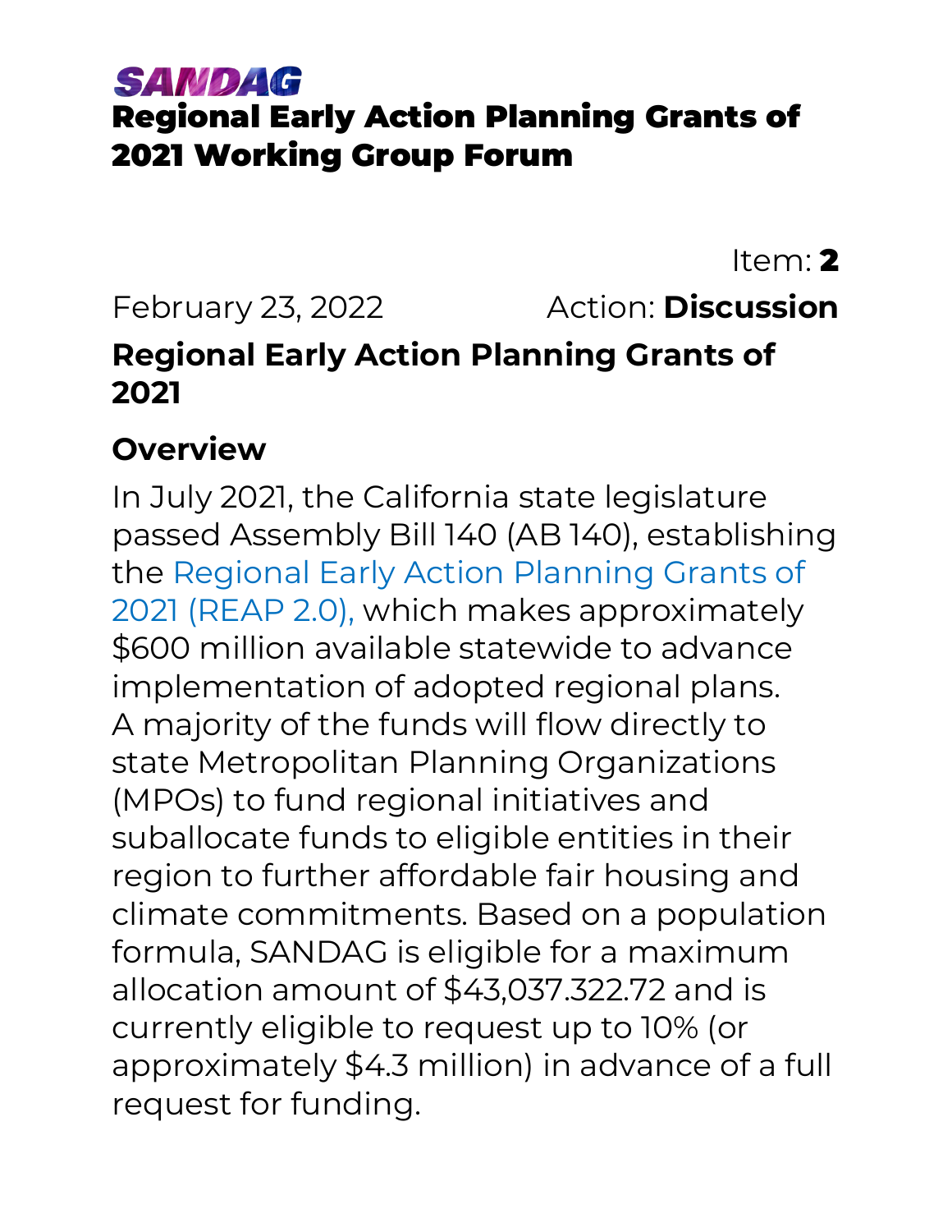**SANDAG**

# Regional Early Action Planning Grants of 2021 Working Group Forum

Item: **2**

February 23, 2022 Action: **Discussion**

## Regional Early Action Planning Grants of 2021

### Overview

In July 2021, the California state legislature passed Assembly Bill 140 (AB 140), establishing the Regional Early Action Planning Grants of 2021 (REAP 2.0), which makes approximately $600 million available statewide to advance implementation of adopted regional plans. A majority of the funds will flow directly to state Metropolitan Planning Organizations (MPOs) to fund regional initiatives and suballocate funds to eligible entities in their region to further affordable fair housing and climate commitments. Based on a population formula, SANDAG is eligible for a maximum allocation amount of $43,037.322.72 and is currently eligible to request up to 10% (or approximately $4.3 million) in advance of a full request for funding.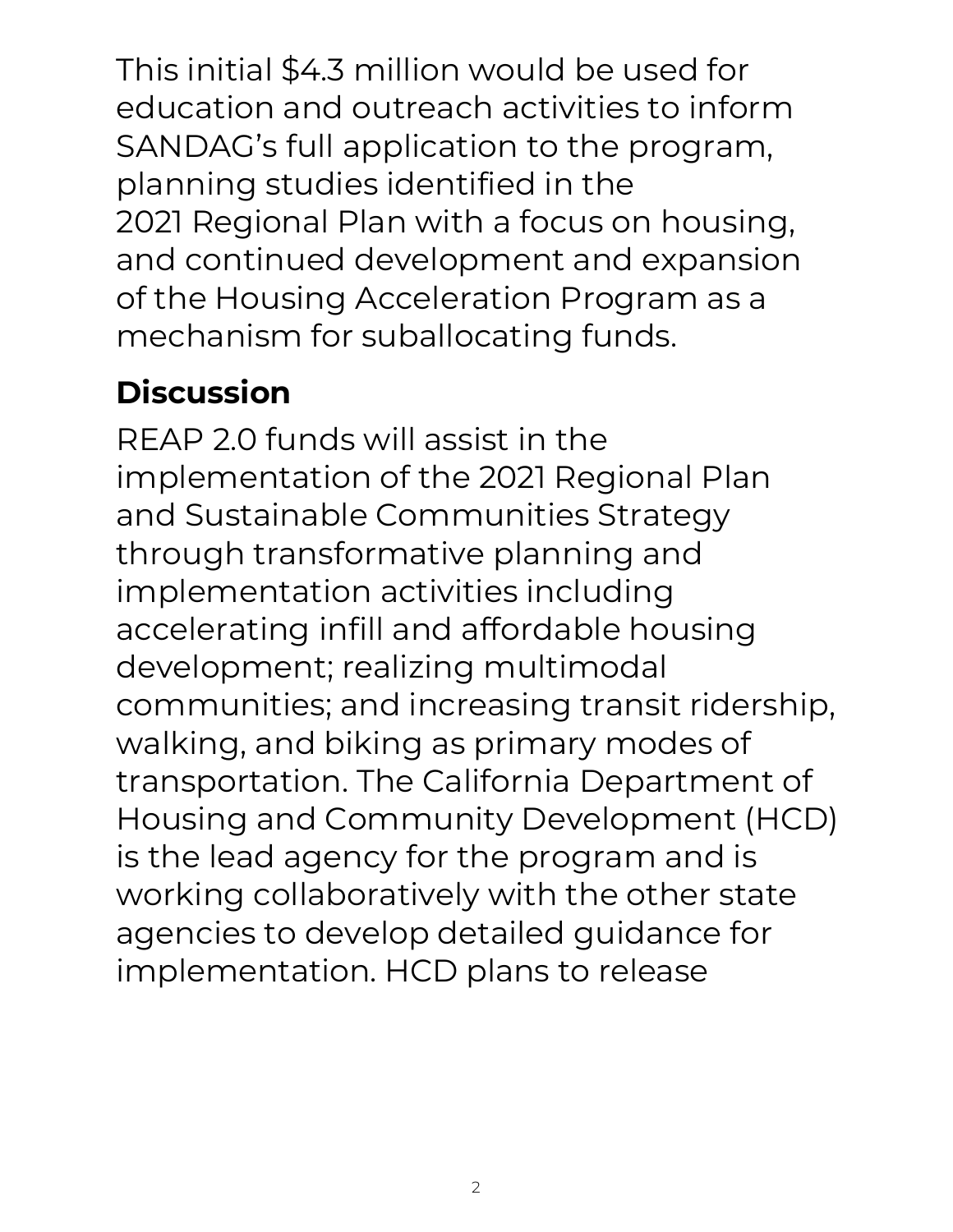This initial $4.3 million would be used for education and outreach activities to inform SANDAG's full application to the program, planning studies identified in the 2021 Regional Plan with a focus on housing, and continued development and expansion of the Housing Acceleration Program as a mechanism for suballocating funds.

## Discussion

REAP 2.0 funds will assist in the implementation of the 2021 Regional Plan and Sustainable Communities Strategy through transformative planning and implementation activities including accelerating infill and affordable housing development; realizing multimodal communities; and increasing transit ridership, walking, and biking as primary modes of transportation. The California Department of Housing and Community Development (HCD) is the lead agency for the program and is working collaboratively with the other state agencies to develop detailed guidance for implementation. HCD plans to release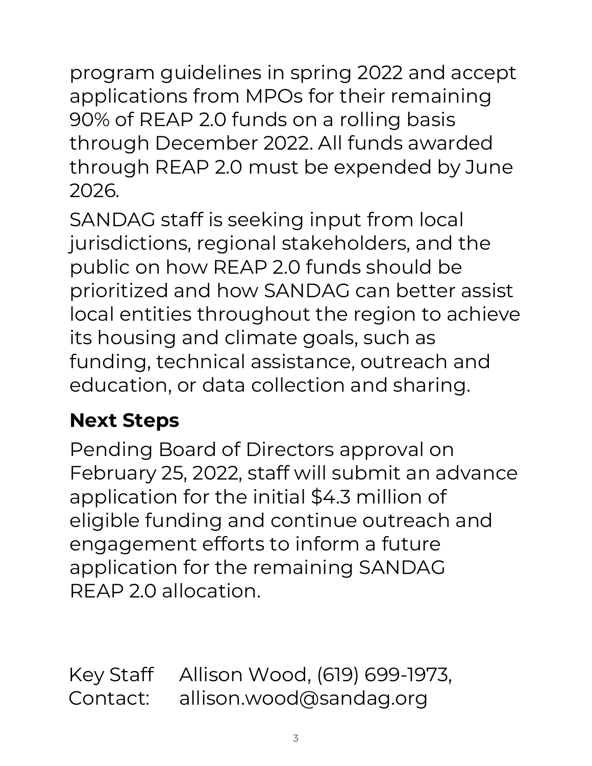program guidelines in spring 2022 and accept applications from MPOs for their remaining 90% of REAP 2.0 funds on a rolling basis through December 2022. All funds awarded through REAP 2.0 must be expended by June 2026.

SANDAG staff is seeking input from local jurisdictions, regional stakeholders, and the public on how REAP 2.0 funds should be prioritized and how SANDAG can better assist local entities throughout the region to achieve its housing and climate goals, such as funding, technical assistance, outreach and education, or data collection and sharing.

## Next Steps

Pending Board of Directors approval on February 25, 2022, staff will submit an advance application for the initial $4.3 million of eligible funding and continue outreach and engagement efforts to inform a future application for the remaining SANDAG REAP 2.0 allocation.

Key Staff Contact: Allison Wood, (619) 699-1973, allison.wood@sandag.org